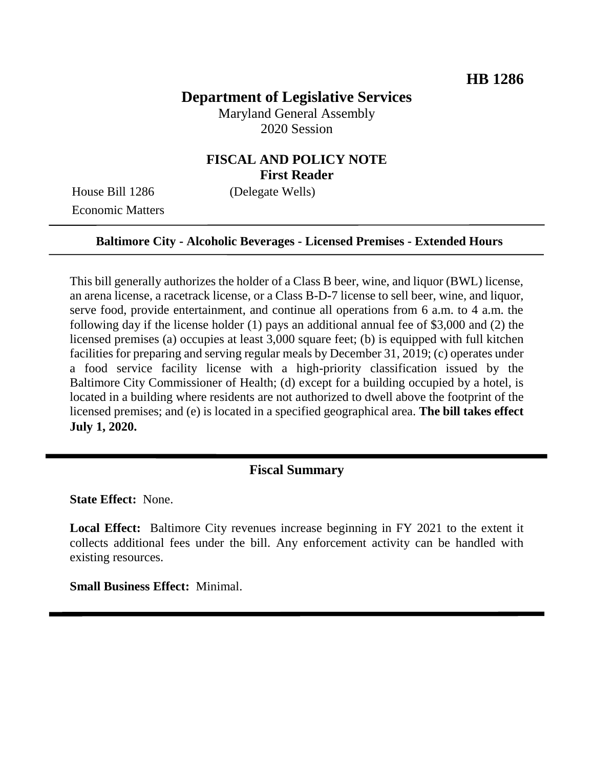**HB 1286**

# Department of Legislative Services

Maryland General Assembly
2020 Session

## FISCAL AND POLICY NOTE
**First Reader**

House Bill 1286 (Delegate Wells)
Economic Matters

**Baltimore City - Alcoholic Beverages - Licensed Premises - Extended Hours**

This bill generally authorizes the holder of a Class B beer, wine, and liquor (BWL) license, an arena license, a racetrack license, or a Class B-D-7 license to sell beer, wine, and liquor, serve food, provide entertainment, and continue all operations from 6 a.m. to 4 a.m. the following day if the license holder (1) pays an additional annual fee of $3,000 and (2) the licensed premises (a) occupies at least 3,000 square feet; (b) is equipped with full kitchen facilities for preparing and serving regular meals by December 31, 2019; (c) operates under a food service facility license with a high-priority classification issued by the Baltimore City Commissioner of Health; (d) except for a building occupied by a hotel, is located in a building where residents are not authorized to dwell above the footprint of the licensed premises; and (e) is located in a specified geographical area. **The bill takes effect July 1, 2020.**

## Fiscal Summary

**State Effect:** None.

**Local Effect:** Baltimore City revenues increase beginning in FY 2021 to the extent it collects additional fees under the bill. Any enforcement activity can be handled with existing resources.

**Small Business Effect:** Minimal.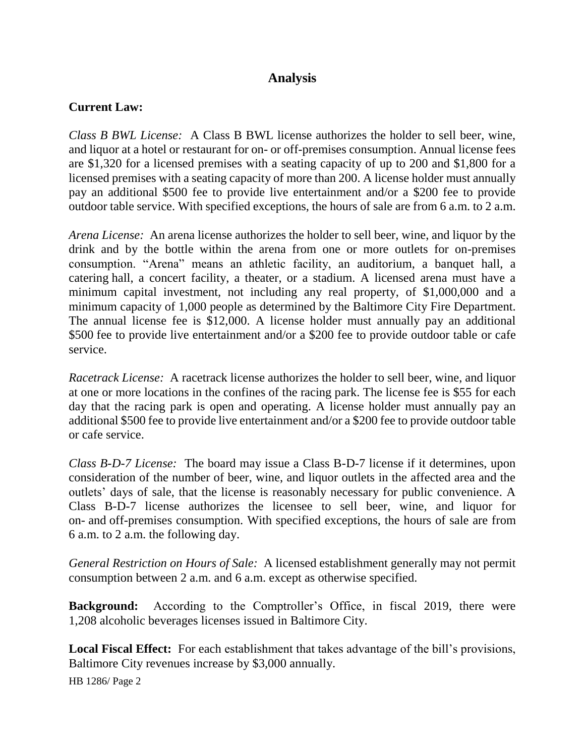# Analysis

**Current Law:**

*Class B BWL License:* A Class B BWL license authorizes the holder to sell beer, wine, and liquor at a hotel or restaurant for on- or off-premises consumption. Annual license fees are $1,320 for a licensed premises with a seating capacity of up to 200 and $1,800 for a licensed premises with a seating capacity of more than 200. A license holder must annually pay an additional $500 fee to provide live entertainment and/or a $200 fee to provide outdoor table service. With specified exceptions, the hours of sale are from 6 a.m. to 2 a.m.

*Arena License:* An arena license authorizes the holder to sell beer, wine, and liquor by the drink and by the bottle within the arena from one or more outlets for on-premises consumption. "Arena" means an athletic facility, an auditorium, a banquet hall, a catering hall, a concert facility, a theater, or a stadium. A licensed arena must have a minimum capital investment, not including any real property, of $1,000,000 and a minimum capacity of 1,000 people as determined by the Baltimore City Fire Department. The annual license fee is $12,000. A license holder must annually pay an additional $500 fee to provide live entertainment and/or a $200 fee to provide outdoor table or cafe service.

*Racetrack License:* A racetrack license authorizes the holder to sell beer, wine, and liquor at one or more locations in the confines of the racing park. The license fee is $55 for each day that the racing park is open and operating. A license holder must annually pay an additional $500 fee to provide live entertainment and/or a $200 fee to provide outdoor table or cafe service.

*Class B-D-7 License:* The board may issue a Class B-D-7 license if it determines, upon consideration of the number of beer, wine, and liquor outlets in the affected area and the outlets' days of sale, that the license is reasonably necessary for public convenience. A Class B-D-7 license authorizes the licensee to sell beer, wine, and liquor for on- and off-premises consumption. With specified exceptions, the hours of sale are from 6 a.m. to 2 a.m. the following day.

*General Restriction on Hours of Sale:* A licensed establishment generally may not permit consumption between 2 a.m. and 6 a.m. except as otherwise specified.

**Background:** According to the Comptroller's Office, in fiscal 2019, there were 1,208 alcoholic beverages licenses issued in Baltimore City.

**Local Fiscal Effect:** For each establishment that takes advantage of the bill's provisions, Baltimore City revenues increase by $3,000 annually.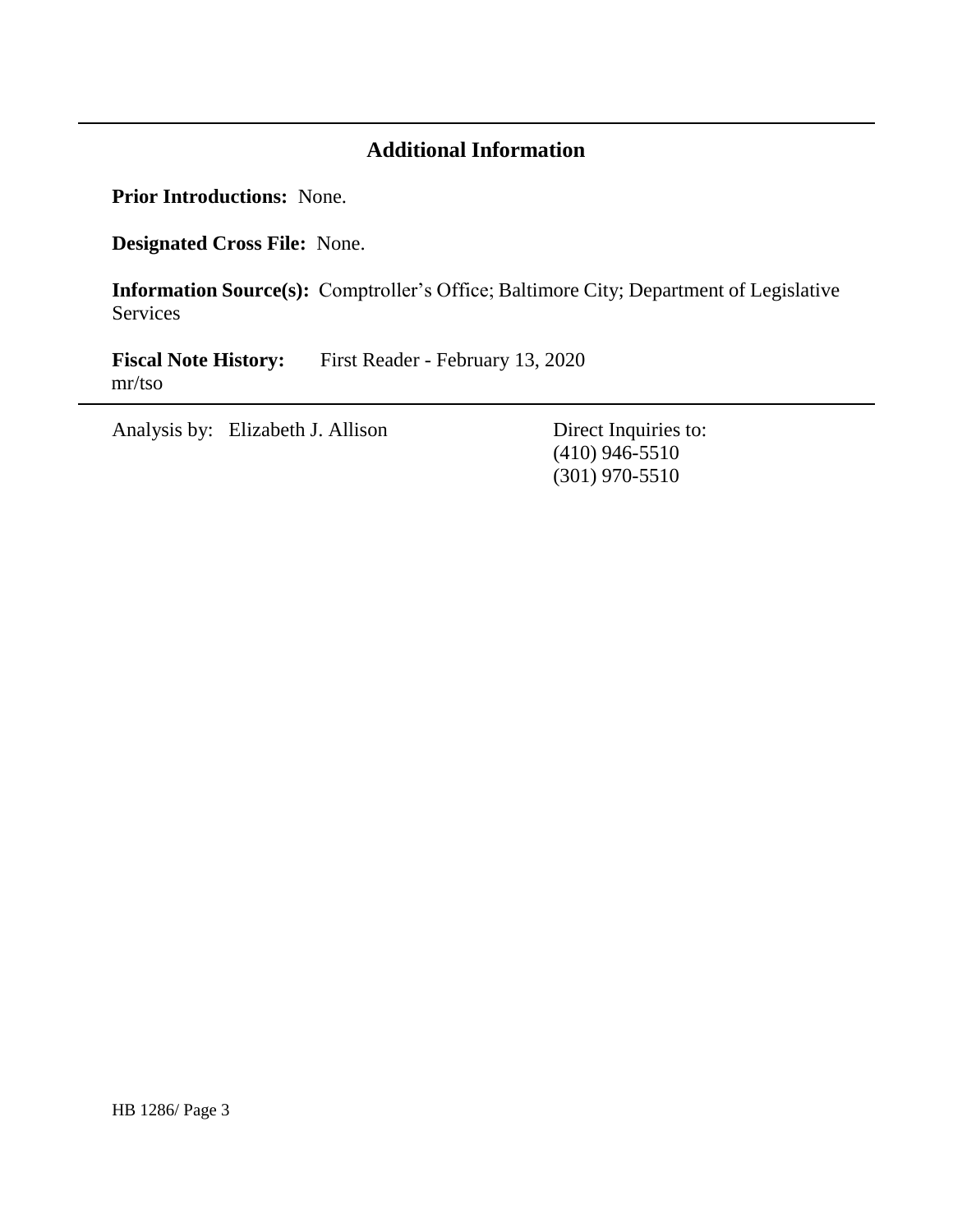## Additional Information

**Prior Introductions:** None.

**Designated Cross File:** None.

**Information Source(s):** Comptroller's Office; Baltimore City; Department of Legislative Services

**Fiscal Note History:** First Reader - February 13, 2020
mr/tso

Analysis by: Elizabeth J. Allison

Direct Inquiries to:
(410) 946-5510
(301) 970-5510